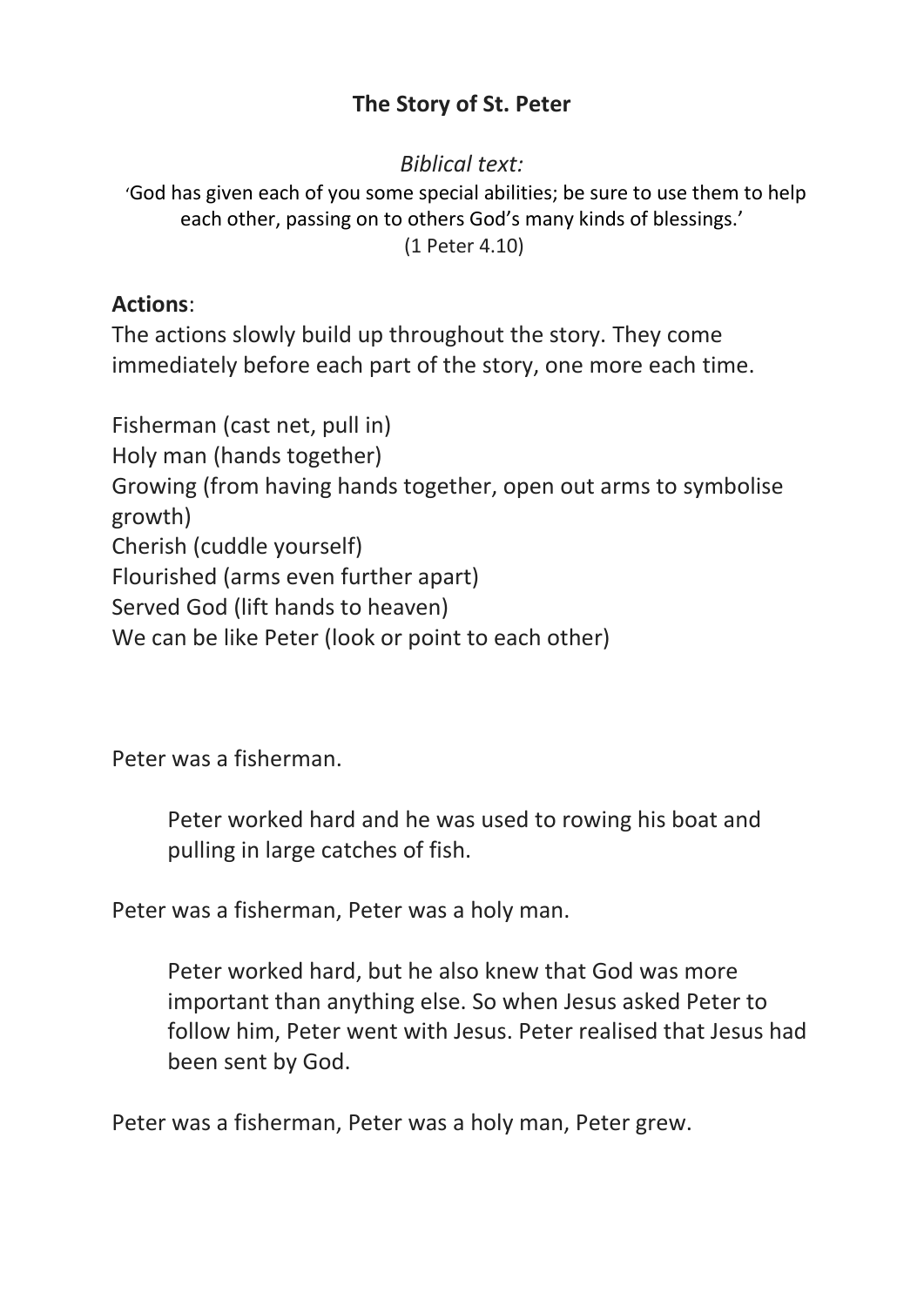# The Story of St. Peter

*Biblical text:*

'God has given each of you some special abilities; be sure to use them to help each other, passing on to others God's many kinds of blessings.'
(1 Peter 4.10)

**Actions**:
The actions slowly build up throughout the story. They come immediately before each part of the story, one more each time.

Fisherman (cast net, pull in)
Holy man (hands together)
Growing (from having hands together, open out arms to symbolise growth)
Cherish (cuddle yourself)
Flourished (arms even further apart)
Served God (lift hands to heaven)
We can be like Peter (look or point to each other)

Peter was a fisherman.

> Peter worked hard and he was used to rowing his boat and pulling in large catches of fish.

Peter was a fisherman, Peter was a holy man.

> Peter worked hard, but he also knew that God was more important than anything else. So when Jesus asked Peter to follow him, Peter went with Jesus. Peter realised that Jesus had been sent by God.

Peter was a fisherman, Peter was a holy man, Peter grew.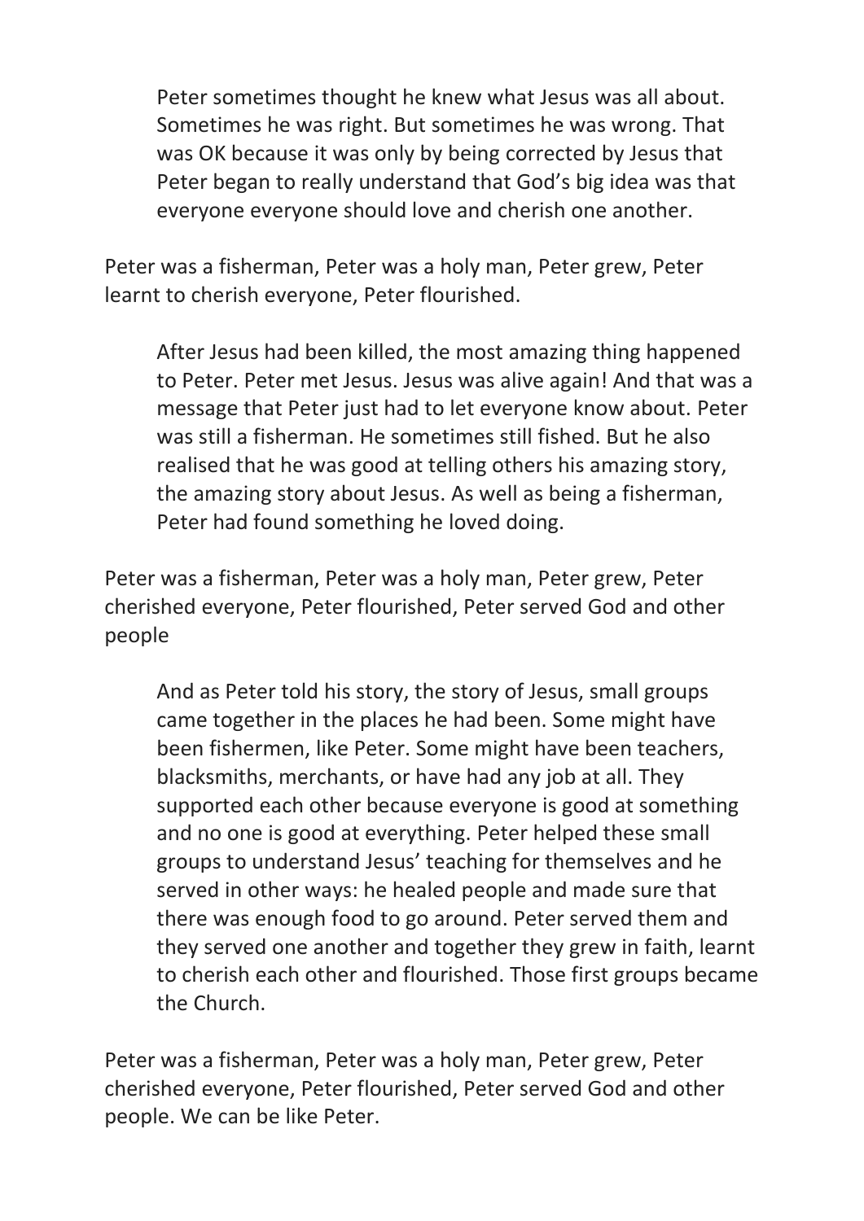Peter sometimes thought he knew what Jesus was all about. Sometimes he was right. But sometimes he was wrong. That was OK because it was only by being corrected by Jesus that Peter began to really understand that God's big idea was that everyone everyone should love and cherish one another.

Peter was a fisherman, Peter was a holy man, Peter grew, Peter learnt to cherish everyone, Peter flourished.

After Jesus had been killed, the most amazing thing happened to Peter. Peter met Jesus. Jesus was alive again! And that was a message that Peter just had to let everyone know about. Peter was still a fisherman. He sometimes still fished. But he also realised that he was good at telling others his amazing story, the amazing story about Jesus. As well as being a fisherman, Peter had found something he loved doing.

Peter was a fisherman, Peter was a holy man, Peter grew, Peter cherished everyone, Peter flourished, Peter served God and other people

And as Peter told his story, the story of Jesus, small groups came together in the places he had been. Some might have been fishermen, like Peter. Some might have been teachers, blacksmiths, merchants, or have had any job at all. They supported each other because everyone is good at something and no one is good at everything. Peter helped these small groups to understand Jesus' teaching for themselves and he served in other ways: he healed people and made sure that there was enough food to go around. Peter served them and they served one another and together they grew in faith, learnt to cherish each other and flourished. Those first groups became the Church.

Peter was a fisherman, Peter was a holy man, Peter grew, Peter cherished everyone, Peter flourished, Peter served God and other people. We can be like Peter.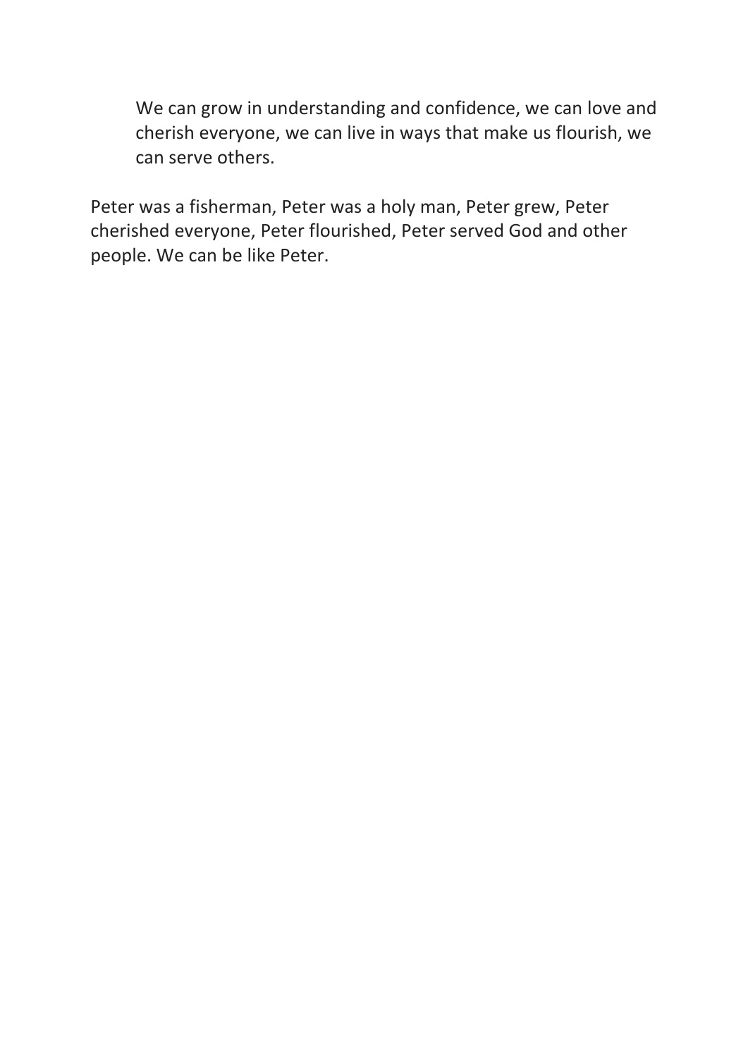> We can grow in understanding and confidence, we can love and cherish everyone, we can live in ways that make us flourish, we can serve others.

Peter was a fisherman, Peter was a holy man, Peter grew, Peter cherished everyone, Peter flourished, Peter served God and other people. We can be like Peter.